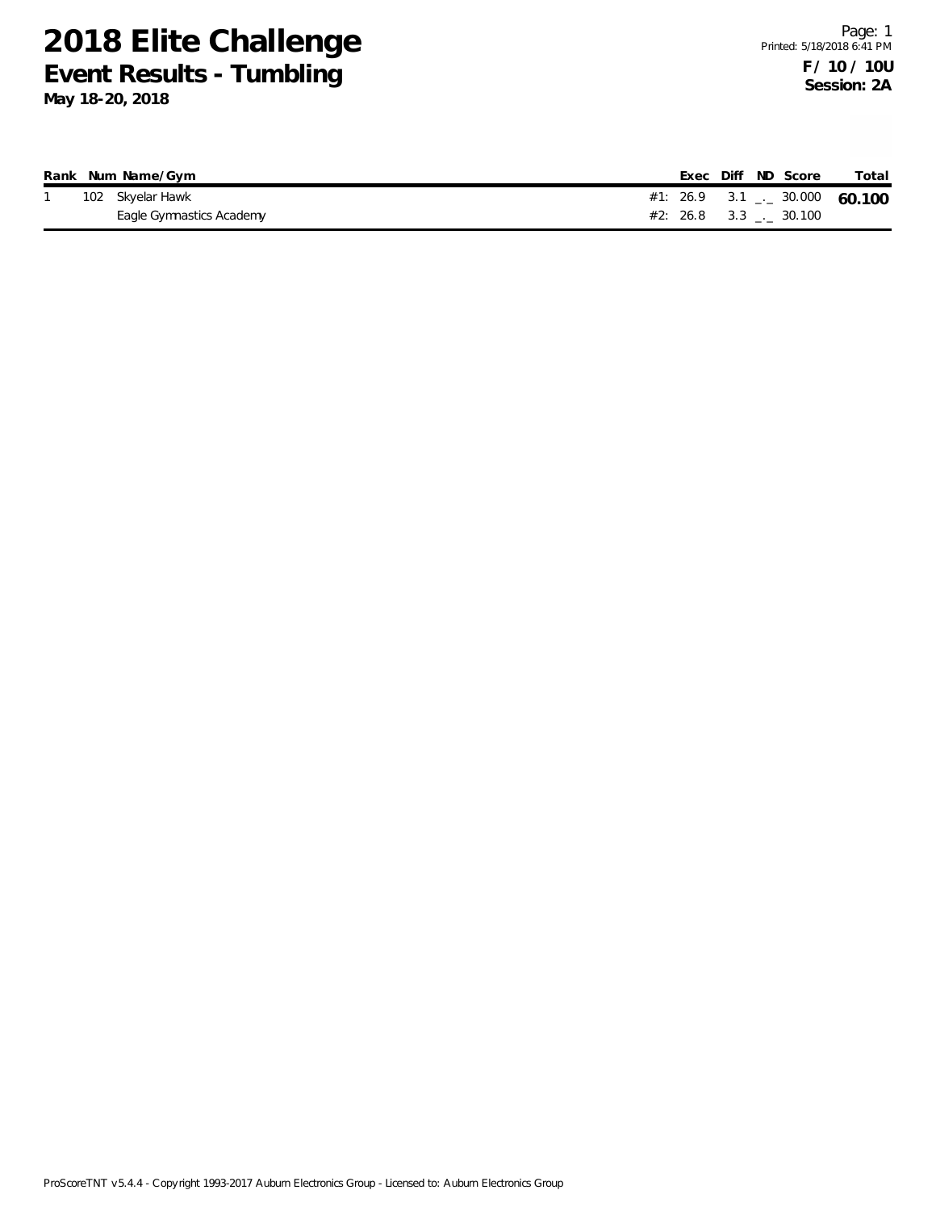# 2018 Elite Challenge

## Event Results - Tumbling

**May 18-20, 2018**

Printed: 5/18/2018 6:41 PM

**F / 10 / 10U**
**Session: 2A**

| Rank | Num | Name/Gym | | Exec | Diff | ND | Score | Total |
|---|---|---|---|---|---|---|---|---|
| 1 | 102 | Skyelar Hawk | #1: | 26.9 | 3.1 | _._ | 30.000 | **60.100** |
| | | Eagle Gymnastics Academy | #2: | 26.8 | 3.3 | _._ | 30.100 | |

ProScoreTNT v5.4.4 - Copyright 1993-2017 Auburn Electronics Group - Licensed to: Auburn Electronics Group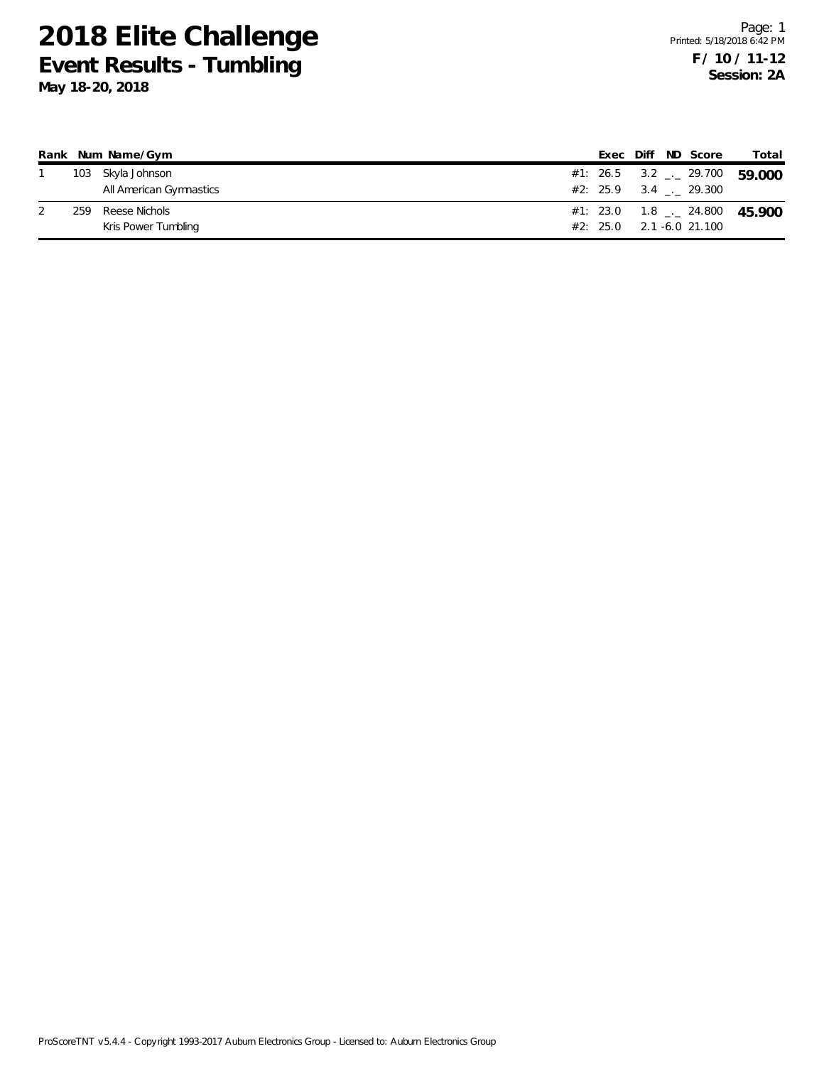# 2018 Elite Challenge

## Event Results - Tumbling

**May 18-20, 2018**

Printed: 5/18/2018 6:42 PM

**F / 10 / 11-12**
**Session: 2A**

| Rank | Num | Name/Gym | | Exec | Diff | ND | Score | Total |
|---|---|---|---|---|---|---|---|---|
| 1 | 103 | Skyla Johnson | #1: | 26.5 | 3.2 | _._ | 29.700 | **59.000** |
| | | All American Gymnastics | #2: | 25.9 | 3.4 | _._ | 29.300 | |
| 2 | 259 | Reese Nichols | #1: | 23.0 | 1.8 | _._ | 24.800 | **45.900** |
| | | Kris Power Tumbling | #2: | 25.0 | 2.1 | -6.0 | 21.100 | |

ProScoreTNT v5.4.4 - Copyright 1993-2017 Auburn Electronics Group - Licensed to: Auburn Electronics Group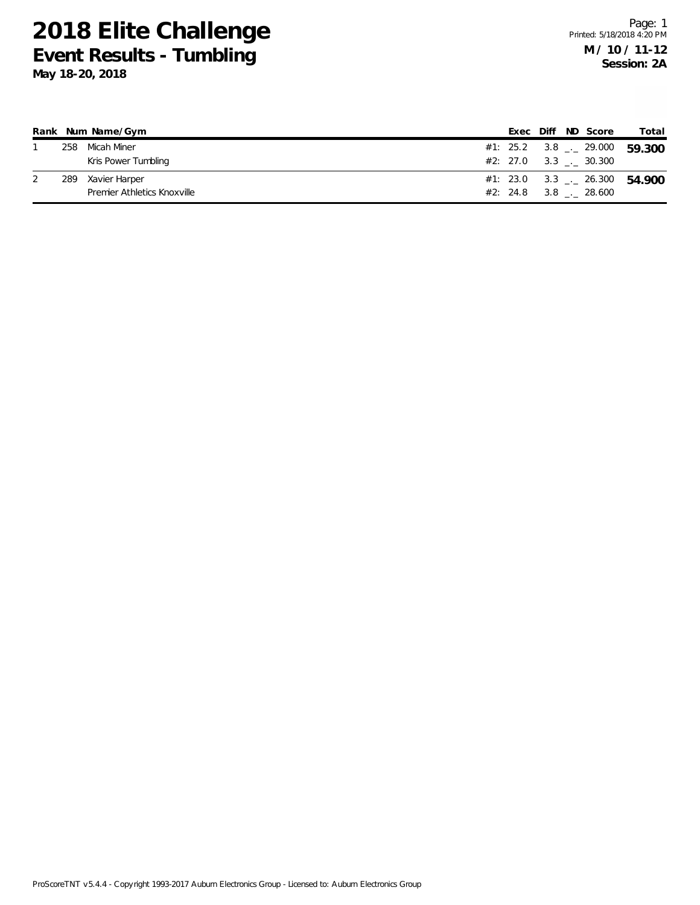# 2018 Elite Challenge

## Event Results - Tumbling

**May 18-20, 2018**

Printed: 5/18/2018 4:20 PM

**M / 10 / 11-12**
**Session: 2A**

| Rank | Num | Name/Gym | | Exec | Diff | ND | Score | Total |
|---|---|---|---|---|---|---|---|---|
| 1 | 258 | Micah Miner | #1: | 25.2 | 3.8 | _._ | 29.000 | **59.300** |
| | | Kris Power Tumbling | #2: | 27.0 | 3.3 | _._ | 30.300 | |
| 2 | 289 | Xavier Harper | #1: | 23.0 | 3.3 | _._ | 26.300 | **54.900** |
| | | Premier Athletics Knoxville | #2: | 24.8 | 3.8 | _._ | 28.600 | |

ProScoreTNT v5.4.4 - Copyright 1993-2017 Auburn Electronics Group - Licensed to: Auburn Electronics Group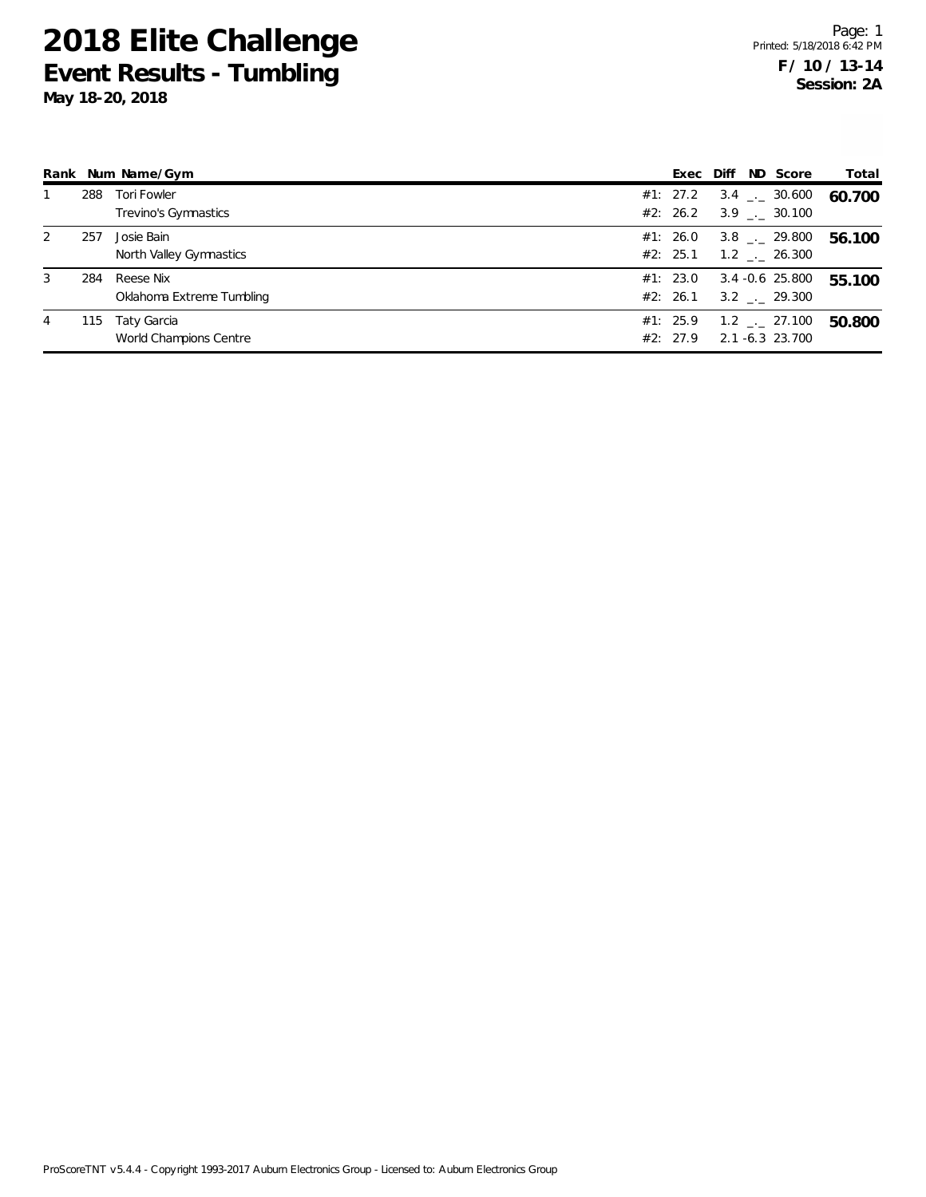# 2018 Elite Challenge

## Event Results - Tumbling

**May 18-20, 2018**

**F / 10 / 13-14**
**Session: 2A**

| Rank | Num | Name/Gym | | Exec | Diff | ND | Score | Total |
|---|---|---|---|---|---|---|---|---|
| 1 | 288 | Tori Fowler | #1: | 27.2 | 3.4 | _._ | 30.600 | **60.700** |
| | | Trevino's Gymnastics | #2: | 26.2 | 3.9 | _._ | 30.100 | |
| 2 | 257 | Josie Bain | #1: | 26.0 | 3.8 | _._ | 29.800 | **56.100** |
| | | North Valley Gymnastics | #2: | 25.1 | 1.2 | _._ | 26.300 | |
| 3 | 284 | Reese Nix | #1: | 23.0 | 3.4 | -0.6 | 25.800 | **55.100** |
| | | Oklahoma Extreme Tumbling | #2: | 26.1 | 3.2 | _._ | 29.300 | |
| 4 | 115 | Taty Garcia | #1: | 25.9 | 1.2 | _._ | 27.100 | **50.800** |
| | | World Champions Centre | #2: | 27.9 | 2.1 | -6.3 | 23.700 | |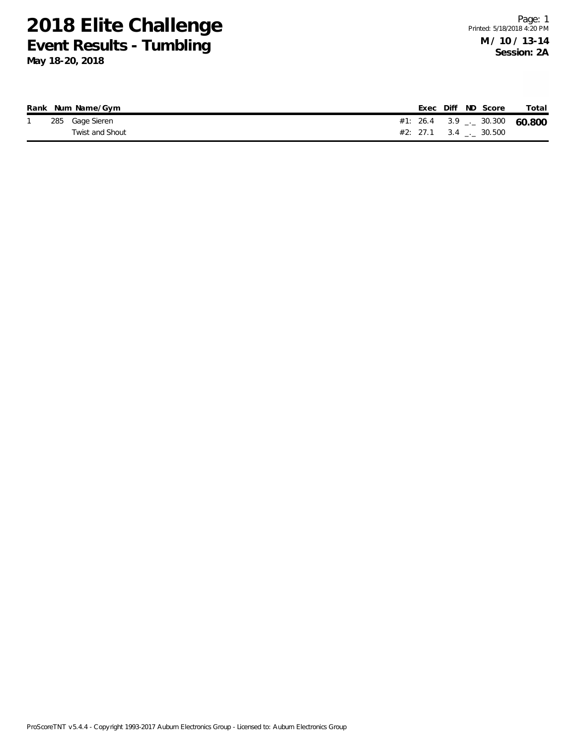# 2018 Elite Challenge
## Event Results - Tumbling
**May 18-20, 2018**

**M / 10 / 13-14**
**Session: 2A**

| Rank | Num | Name/Gym | | Exec | Diff | ND | Score | Total |
|---|---|---|---|---|---|---|---|---|
| 1 | 285 | Gage Sieren | #1: | 26.4 | 3.9 | _._ | 30.300 | **60.800** |
| | | Twist and Shout | #2: | 27.1 | 3.4 | _._ | 30.500 | |

ProScoreTNT v5.4.4 - Copyright 1993-2017 Auburn Electronics Group - Licensed to: Auburn Electronics Group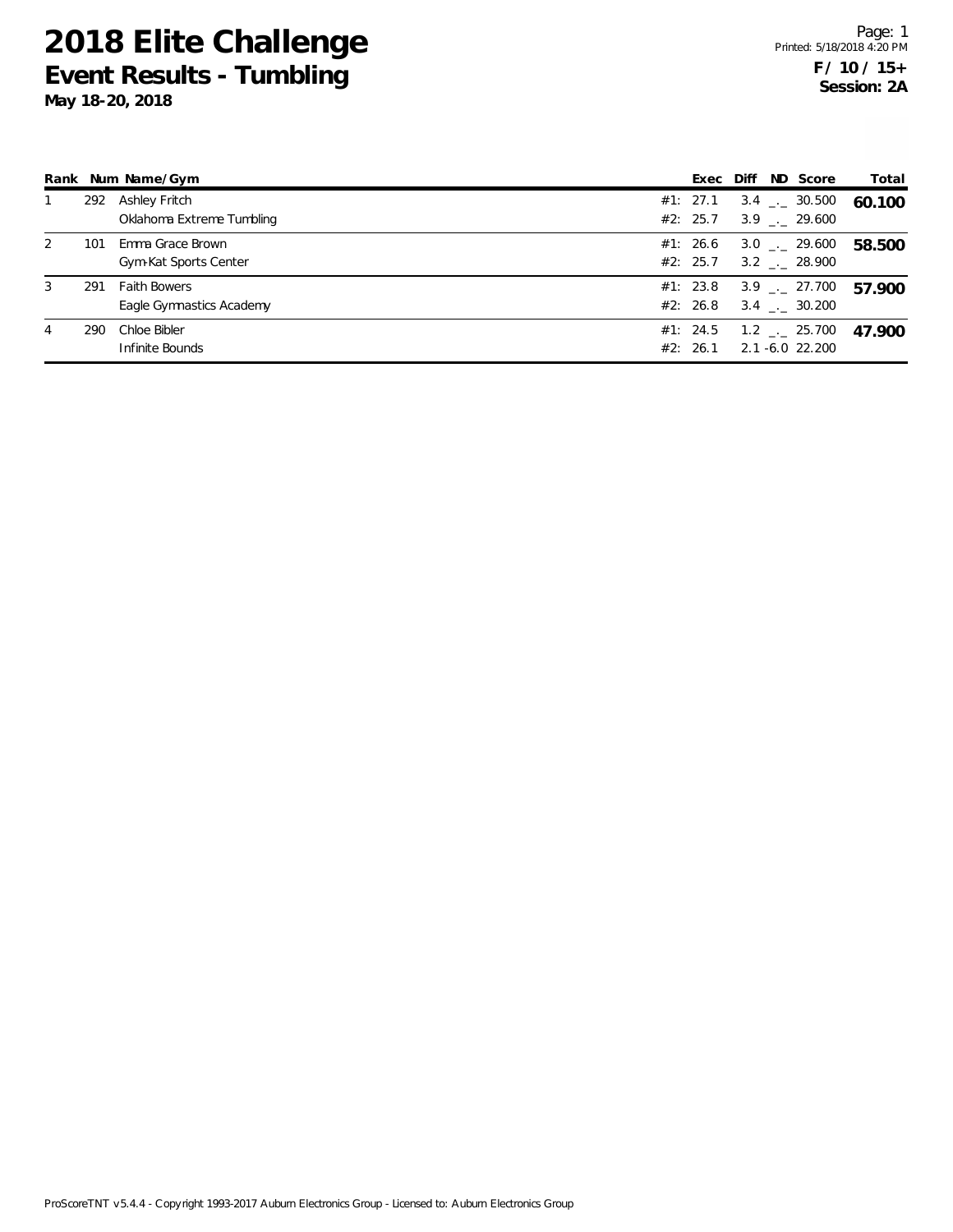# 2018 Elite Challenge

## Event Results - Tumbling

**May 18-20, 2018**

**F / 10 / 15+**
**Session: 2A**

| Rank | Num | Name/Gym | | Exec | Diff | ND | Score | Total |
|---|---|---|---|---|---|---|---|---|
| 1 | 292 | Ashley Fritch | #1: | 27.1 | 3.4 | _._ | 30.500 | **60.100** |
| | | Oklahoma Extreme Tumbling | #2: | 25.7 | 3.9 | _._ | 29.600 | |
| 2 | 101 | Emma Grace Brown | #1: | 26.6 | 3.0 | _._ | 29.600 | **58.500** |
| | | Gym-Kat Sports Center | #2: | 25.7 | 3.2 | _._ | 28.900 | |
| 3 | 291 | Faith Bowers | #1: | 23.8 | 3.9 | _._ | 27.700 | **57.900** |
| | | Eagle Gymnastics Academy | #2: | 26.8 | 3.4 | _._ | 30.200 | |
| 4 | 290 | Chloe Bibler | #1: | 24.5 | 1.2 | _._ | 25.700 | **47.900** |
| | | Infinite Bounds | #2: | 26.1 | 2.1 | -6.0 | 22.200 | |

ProScoreTNT v5.4.4 - Copyright 1993-2017 Auburn Electronics Group - Licensed to: Auburn Electronics Group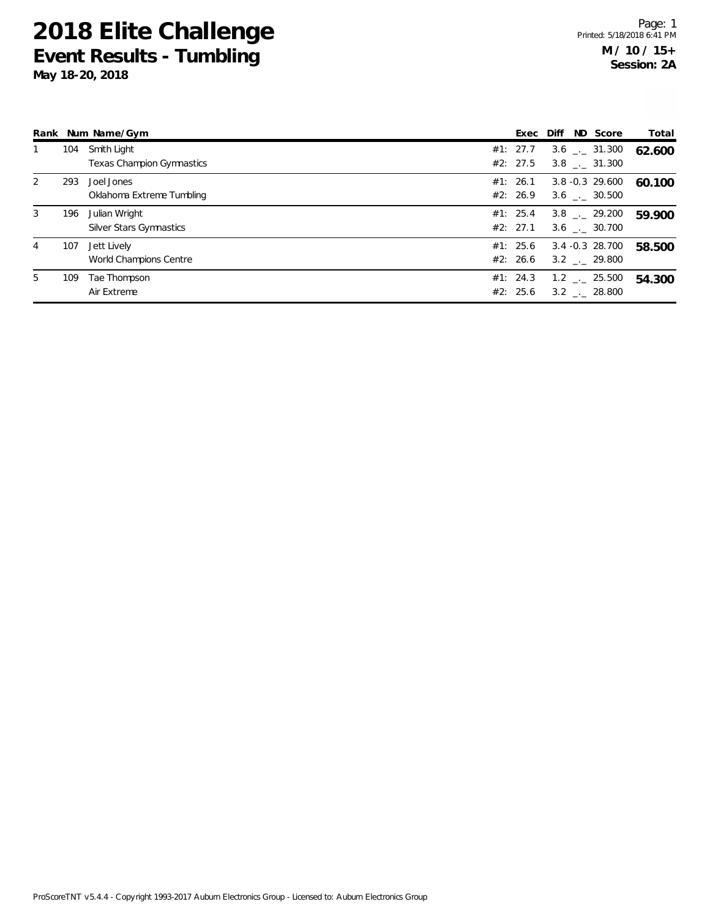# 2018 Elite Challenge
## Event Results - Tumbling
**May 18-20, 2018**

Page: 1
Printed: 5/18/2018 6:41 PM
**M / 10 / 15+**
**Session: 2A**

| Rank | Num | Name/Gym | | Exec | Diff | ND | Score | Total |
|---|---|---|---|---|---|---|---|---|
| 1 | 104 | Smith Light | #1: | 27.7 | 3.6 | _._ | 31.300 | **62.600** |
| | | Texas Champion Gymnastics | #2: | 27.5 | 3.8 | _._ | 31.300 | |
| 2 | 293 | Joel Jones | #1: | 26.1 | 3.8 | -0.3 | 29.600 | **60.100** |
| | | Oklahoma Extreme Tumbling | #2: | 26.9 | 3.6 | _._ | 30.500 | |
| 3 | 196 | Julian Wright | #1: | 25.4 | 3.8 | _._ | 29.200 | **59.900** |
| | | Silver Stars Gymnastics | #2: | 27.1 | 3.6 | _._ | 30.700 | |
| 4 | 107 | Jett Lively | #1: | 25.6 | 3.4 | -0.3 | 28.700 | **58.500** |
| | | World Champions Centre | #2: | 26.6 | 3.2 | _._ | 29.800 | |
| 5 | 109 | Tae Thompson | #1: | 24.3 | 1.2 | _._ | 25.500 | **54.300** |
| | | Air Extreme | #2: | 25.6 | 3.2 | _._ | 28.800 | |

ProScoreTNT v5.4.4 - Copyright 1993-2017 Auburn Electronics Group - Licensed to: Auburn Electronics Group